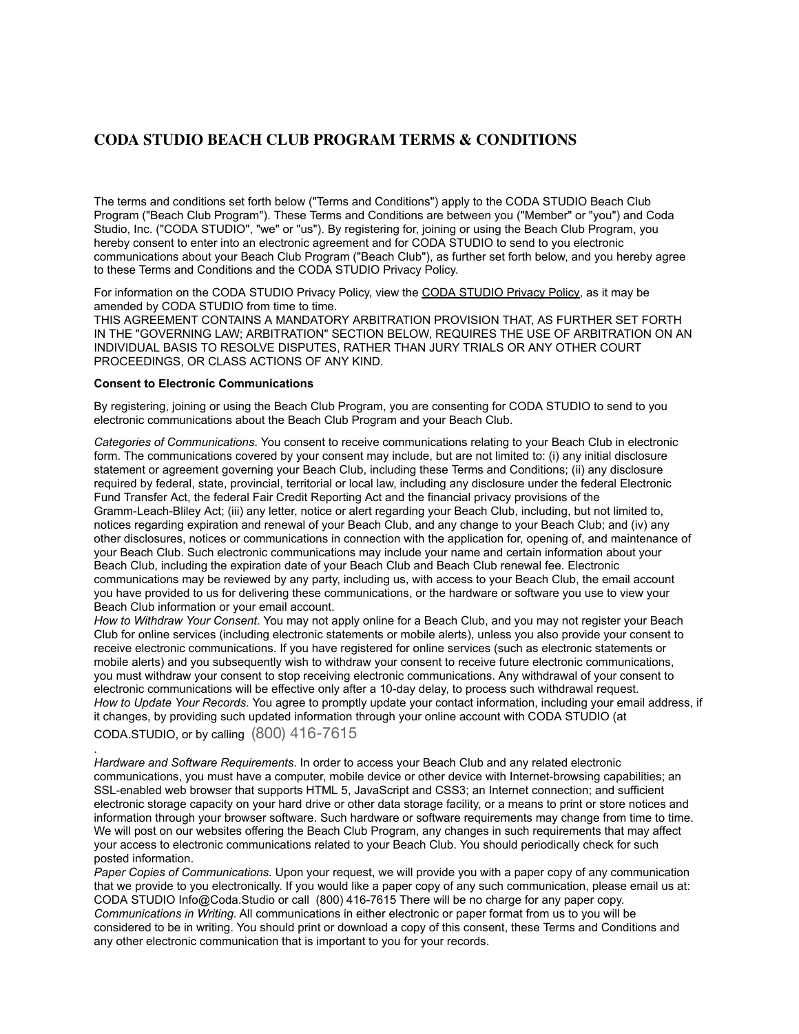# CODA STUDIO BEACH CLUB PROGRAM TERMS & CONDITIONS

The terms and conditions set forth below ("Terms and Conditions") apply to the CODA STUDIO Beach Club Program ("Beach Club Program"). These Terms and Conditions are requires you ("Member" or "you") and Coda Studio, Inc. ("CODA STUDIO", "we" or "us"). By registering for, joining or using the Beach Club Program, you hereby consent to enter into an electronic agreement and for CODA STUDIO to send to you electronic communications about your Beach Club Program ("Beach Club"), as further set forth below, and you hereby agree to these Terms and Conditions and the CODA STUDIO Privacy Policy.

For information on the CODA STUDIO Privacy Policy, view the CODA STUDIO Privacy Policy, as it may be amended by CODA STUDIO from time to time.
THIS AGREEMENT CONTAINS A MANDATORY ARBITRATION PROVISION THAT, AS FURTHER SET FORTH IN THE "GOVERNING LAW; ARBITRATION" SECTION BELOW, REQUIRES THE USE OF ARBITRATION ON AN INDIVIDUAL BASIS TO RESOLVE DISPUTES, RATHER THAN JURY TRIALS OR ANY OTHER COURT PROCEEDINGS, OR CLASS ACTIONS OF ANY KIND.

**Consent to Electronic Communications**

By registering, joining or using the Beach Club Program, you are consenting for CODA STUDIO to send to you electronic communications about the Beach Club Program and your Beach Club.

*Categories of Communications*. You consent to receive communications relating to your Beach Club in electronic form. The communications covered by your consent may include, but are not limited to: (i) any initial disclosure statement or agreement governing your Beach Club, including these Terms and Conditions; (ii) any disclosure required by federal, state, provincial, territorial or local law, including any disclosure under the federal Electronic Fund Transfer Act, the federal Fair Credit Reporting Act and the financial privacy provisions of the Gramm-Leach-Bliley Act; (iii) any letter, notice or alert regarding your Beach Club, including, but not limited to, notices regarding expiration and renewal of your Beach Club, and any change to your Beach Club; and (iv) any other disclosures, notices or communications in connection with the application for, opening of, and maintenance of your Beach Club. Such electronic communications may include your name and certain information about your Beach Club, including the expiration date of your Beach Club and Beach Club renewal fee. Electronic communications may be reviewed by any party, including us, with access to your Beach Club, the email account you have provided to us for delivering these communications, or the hardware or software you use to view your Beach Club information or your email account.
*How to Withdraw Your Consent*. You may not apply online for a Beach Club, and you may not register your Beach Club for online services (including electronic statements or mobile alerts), unless you also provide your consent to receive electronic communications. If you have registered for online services (such as electronic statements or mobile alerts) and you subsequently wish to withdraw your consent to receive future electronic communications, you must withdraw your consent to stop receiving electronic communications. Any withdrawal of your consent to electronic communications will be effective only after a 10-day delay, to process such withdrawal request.
*How to Update Your Records*. You agree to promptly update your contact information, including your email address, if it changes, by providing such updated information through your online account with CODA STUDIO (at CODA.STUDIO, or by calling (800) 416-7615
.
*Hardware and Software Requirements*. In order to access your Beach Club and any related electronic communications, you must have a computer, mobile device or other device with Internet-browsing capabilities; an SSL-enabled web browser that supports HTML 5, JavaScript and CSS3; an Internet connection; and sufficient electronic storage capacity on your hard drive or other data storage facility, or a means to print or store notices and information through your browser software. Such hardware or software requirements may change from time to time. We will post on our websites offering the Beach Club Program, any changes in such requirements that may affect your access to electronic communications related to your Beach Club. You should periodically check for such posted information.
*Paper Copies of Communications.* Upon your request, we will provide you with a paper copy of any communication that we provide to you electronically. If you would like a paper copy of any such communication, please email us at: CODA STUDIO Info@Coda.Studio or call (800) 416-7615 There will be no charge for any paper copy.
*Communications in Writing.* All communications in either electronic or paper format from us to you will be considered to be in writing. You should print or download a copy of this consent, these Terms and Conditions and any other electronic communication that is important to you for your records.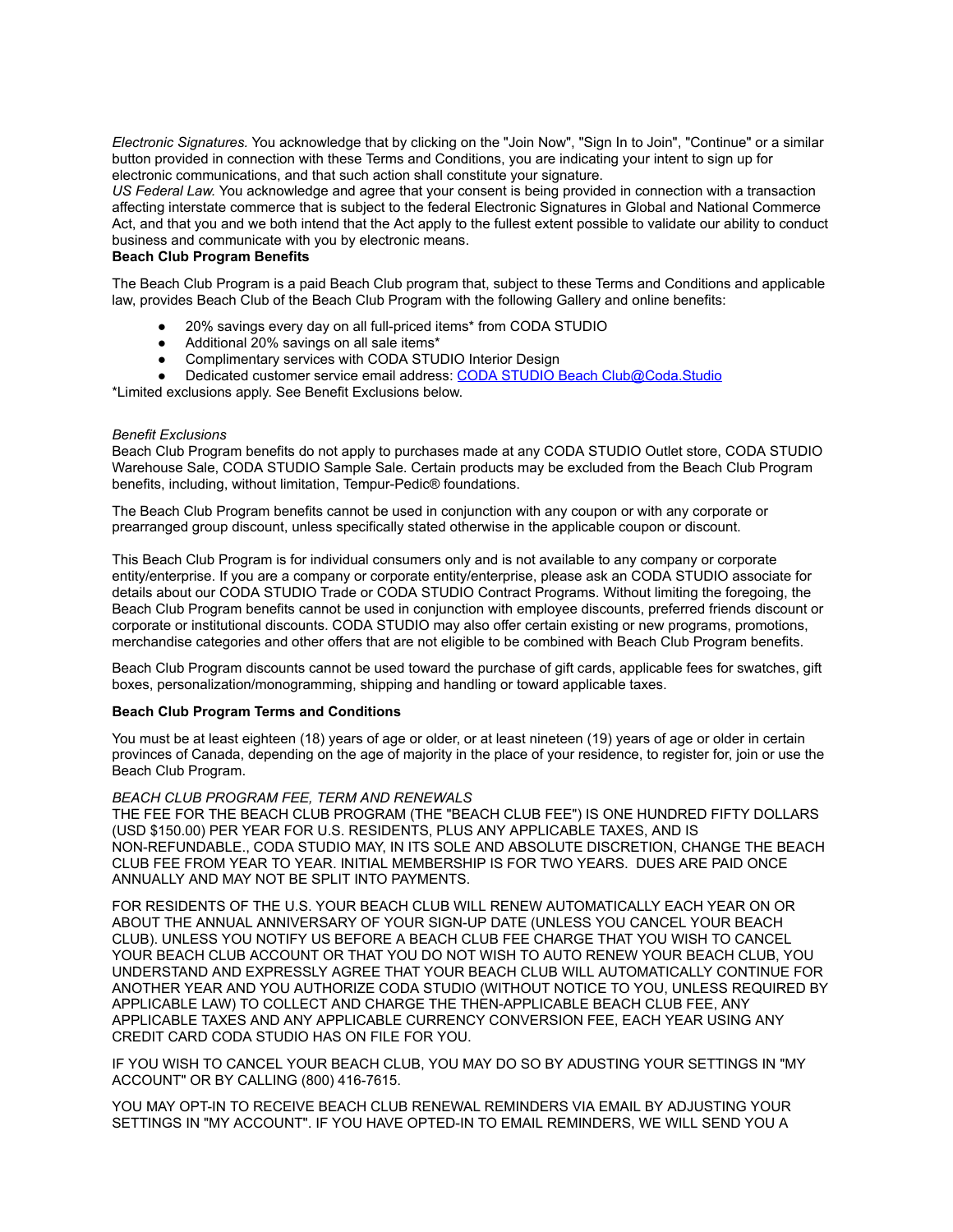*Electronic Signatures.* You acknowledge that by clicking on the "Join Now", "Sign In to Join", "Continue" or a similar button provided in connection with these Terms and Conditions, you are indicating your intent to sign up for electronic communications, and that such action shall constitute your signature.
*US Federal Law.* You acknowledge and agree that your consent is being provided in connection with a transaction affecting interstate commerce that is subject to the federal Electronic Signatures in Global and National Commerce Act, and that you and we both intend that the Act apply to the fullest extent possible to validate our ability to conduct business and communicate with you by electronic means.

**Beach Club Program Benefits**

The Beach Club Program is a paid Beach Club program that, subject to these Terms and Conditions and applicable law, provides Beach Club of the Beach Club Program with the following Gallery and online benefits:

- 20% savings every day on all full-priced items* from CODA STUDIO
- Additional 20% savings on all sale items*
- Complimentary services with CODA STUDIO Interior Design
- Dedicated customer service email address: [CODA STUDIO Beach Club@Coda.Studio](mailto:CODA STUDIO Beach Club@Coda.Studio)

*Limited exclusions apply. See Benefit Exclusions below.

*Benefit Exclusions*
Beach Club Program benefits do not apply to purchases made at any CODA STUDIO Outlet store, CODA STUDIO Warehouse Sale, CODA STUDIO Sample Sale. Certain products may be excluded from the Beach Club Program benefits, including, without limitation, Tempur-Pedic® foundations.

The Beach Club Program benefits cannot be used in conjunction with any coupon or with any corporate or prearranged group discount, unless specifically stated otherwise in the applicable coupon or discount.

This Beach Club Program is for individual consumers only and is not available to any company or corporate entity/enterprise. If you are a company or corporate entity/enterprise, please ask an CODA STUDIO associate for details about our CODA STUDIO Trade or CODA STUDIO Contract Programs. Without limiting the foregoing, the Beach Club Program benefits cannot be used in conjunction with employee discounts, preferred friends discount or corporate or institutional discounts. CODA STUDIO may also offer certain existing or new programs, promotions, merchandise categories and other offers that are not eligible to be combined with Beach Club Program benefits.

Beach Club Program discounts cannot be used toward the purchase of gift cards, applicable fees for swatches, gift boxes, personalization/monogramming, shipping and handling or toward applicable taxes.

**Beach Club Program Terms and Conditions**

You must be at least eighteen (18) years of age or older, or at least nineteen (19) years of age or older in certain provinces of Canada, depending on the age of majority in the place of your residence, to register for, join or use the Beach Club Program.

*BEACH CLUB PROGRAM FEE, TERM AND RENEWALS*
THE FEE FOR THE BEACH CLUB PROGRAM (THE "BEACH CLUB FEE") IS ONE HUNDRED FIFTY DOLLARS (USD $150.00) PER YEAR FOR U.S. RESIDENTS, PLUS ANY APPLICABLE TAXES, AND IS NON-REFUNDABLE., CODA STUDIO MAY, IN ITS SOLE AND ABSOLUTE DISCRETION, CHANGE THE BEACH CLUB FEE FROM YEAR TO YEAR. INITIAL MEMBERSHIP IS FOR TWO YEARS. DUES ARE PAID ONCE ANNUALLY AND MAY NOT BE SPLIT INTO PAYMENTS.

FOR RESIDENTS OF THE U.S. YOUR BEACH CLUB WILL RENEW AUTOMATICALLY EACH YEAR ON OR ABOUT THE ANNUAL ANNIVERSARY OF YOUR SIGN-UP DATE (UNLESS YOU CANCEL YOUR BEACH CLUB). UNLESS YOU NOTIFY US BEFORE A BEACH CLUB FEE CHARGE THAT YOU WISH TO CANCEL YOUR BEACH CLUB ACCOUNT OR THAT YOU DO NOT WISH TO AUTO RENEW YOUR BEACH CLUB, YOU UNDERSTAND AND EXPRESSLY AGREE THAT YOUR BEACH CLUB WILL AUTOMATICALLY CONTINUE FOR ANOTHER YEAR AND YOU AUTHORIZE CODA STUDIO (WITHOUT NOTICE TO YOU, UNLESS REQUIRED BY APPLICABLE LAW) TO COLLECT AND CHARGE THE THEN-APPLICABLE BEACH CLUB FEE, ANY APPLICABLE TAXES AND ANY APPLICABLE CURRENCY CONVERSION FEE, EACH YEAR USING ANY CREDIT CARD CODA STUDIO HAS ON FILE FOR YOU.

IF YOU WISH TO CANCEL YOUR BEACH CLUB, YOU MAY DO SO BY ADUSTING YOUR SETTINGS IN "MY ACCOUNT" OR BY CALLING (800) 416-7615.

YOU MAY OPT-IN TO RECEIVE BEACH CLUB RENEWAL REMINDERS VIA EMAIL BY ADJUSTING YOUR SETTINGS IN "MY ACCOUNT". IF YOU HAVE OPTED-IN TO EMAIL REMINDERS, WE WILL SEND YOU A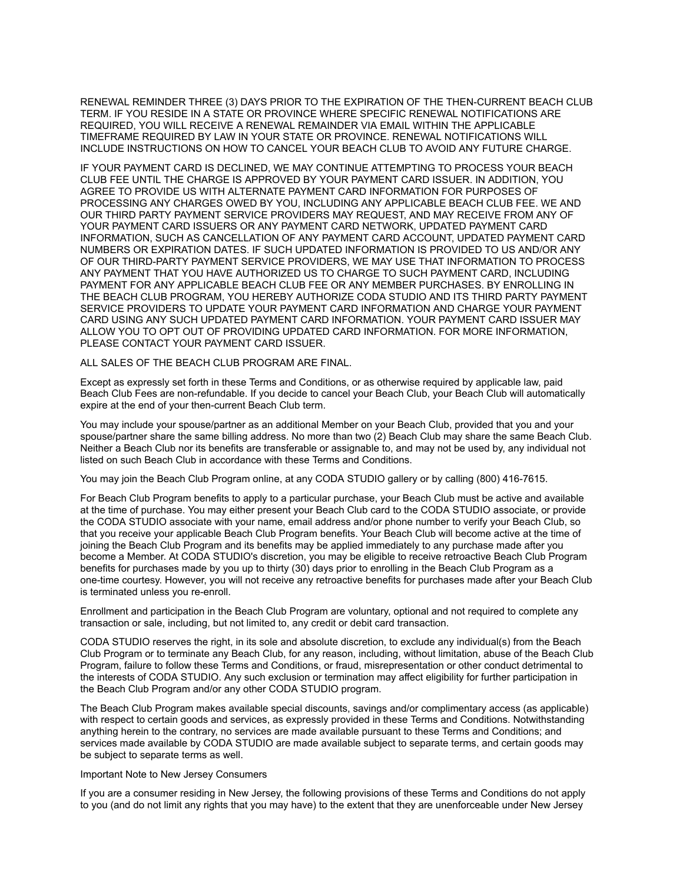RENEWAL REMINDER THREE (3) DAYS PRIOR TO THE EXPIRATION OF THE THEN-CURRENT BEACH CLUB TERM. IF YOU RESIDE IN A STATE OR PROVINCE WHERE SPECIFIC RENEWAL NOTIFICATIONS ARE REQUIRED, YOU WILL RECEIVE A RENEWAL REMAINDER VIA EMAIL WITHIN THE APPLICABLE TIMEFRAME REQUIRED BY LAW IN YOUR STATE OR PROVINCE. RENEWAL NOTIFICATIONS WILL INCLUDE INSTRUCTIONS ON HOW TO CANCEL YOUR BEACH CLUB TO AVOID ANY FUTURE CHARGE.

IF YOUR PAYMENT CARD IS DECLINED, WE MAY CONTINUE ATTEMPTING TO PROCESS YOUR BEACH CLUB FEE UNTIL THE CHARGE IS APPROVED BY YOUR PAYMENT CARD ISSUER. IN ADDITION, YOU AGREE TO PROVIDE US WITH ALTERNATE PAYMENT CARD INFORMATION FOR PURPOSES OF PROCESSING ANY CHARGES OWED BY YOU, INCLUDING ANY APPLICABLE BEACH CLUB FEE. WE AND OUR THIRD PARTY PAYMENT SERVICE PROVIDERS MAY REQUEST, AND MAY RECEIVE FROM ANY OF YOUR PAYMENT CARD ISSUERS OR ANY PAYMENT CARD NETWORK, UPDATED PAYMENT CARD INFORMATION, SUCH AS CANCELLATION OF ANY PAYMENT CARD ACCOUNT, UPDATED PAYMENT CARD NUMBERS OR EXPIRATION DATES. IF SUCH UPDATED INFORMATION IS PROVIDED TO US AND/OR ANY OF OUR THIRD-PARTY PAYMENT SERVICE PROVIDERS, WE MAY USE THAT INFORMATION TO PROCESS ANY PAYMENT THAT YOU HAVE AUTHORIZED US TO CHARGE TO SUCH PAYMENT CARD, INCLUDING PAYMENT FOR ANY APPLICABLE BEACH CLUB FEE OR ANY MEMBER PURCHASES. BY ENROLLING IN THE BEACH CLUB PROGRAM, YOU HEREBY AUTHORIZE CODA STUDIO AND ITS THIRD PARTY PAYMENT SERVICE PROVIDERS TO UPDATE YOUR PAYMENT CARD INFORMATION AND CHARGE YOUR PAYMENT CARD USING ANY SUCH UPDATED PAYMENT CARD INFORMATION. YOUR PAYMENT CARD ISSUER MAY ALLOW YOU TO OPT OUT OF PROVIDING UPDATED CARD INFORMATION. FOR MORE INFORMATION, PLEASE CONTACT YOUR PAYMENT CARD ISSUER.

ALL SALES OF THE BEACH CLUB PROGRAM ARE FINAL.

Except as expressly set forth in these Terms and Conditions, or as otherwise required by applicable law, paid Beach Club Fees are non-refundable. If you decide to cancel your Beach Club, your Beach Club will automatically expire at the end of your then-current Beach Club term.

You may include your spouse/partner as an additional Member on your Beach Club, provided that you and your spouse/partner share the same billing address. No more than two (2) Beach Club may share the same Beach Club. Neither a Beach Club nor its benefits are transferable or assignable to, and may not be used by, any individual not listed on such Beach Club in accordance with these Terms and Conditions.

You may join the Beach Club Program online, at any CODA STUDIO gallery or by calling (800) 416-7615.

For Beach Club Program benefits to apply to a particular purchase, your Beach Club must be active and available at the time of purchase. You may either present your Beach Club card to the CODA STUDIO associate, or provide the CODA STUDIO associate with your name, email address and/or phone number to verify your Beach Club, so that you receive your applicable Beach Club Program benefits. Your Beach Club will become active at the time of joining the Beach Club Program and its benefits may be applied immediately to any purchase made after you become a Member. At CODA STUDIO's discretion, you may be eligible to receive retroactive Beach Club Program benefits for purchases made by you up to thirty (30) days prior to enrolling in the Beach Club Program as a one-time courtesy. However, you will not receive any retroactive benefits for purchases made after your Beach Club is terminated unless you re-enroll.

Enrollment and participation in the Beach Club Program are voluntary, optional and not required to complete any transaction or sale, including, but not limited to, any credit or debit card transaction.

CODA STUDIO reserves the right, in its sole and absolute discretion, to exclude any individual(s) from the Beach Club Program or to terminate any Beach Club, for any reason, including, without limitation, abuse of the Beach Club Program, failure to follow these Terms and Conditions, or fraud, misrepresentation or other conduct detrimental to the interests of CODA STUDIO. Any such exclusion or termination may affect eligibility for further participation in the Beach Club Program and/or any other CODA STUDIO program.

The Beach Club Program makes available special discounts, savings and/or complimentary access (as applicable) with respect to certain goods and services, as expressly provided in these Terms and Conditions. Notwithstanding anything herein to the contrary, no services are made available pursuant to these Terms and Conditions; and services made available by CODA STUDIO are made available subject to separate terms, and certain goods may be subject to separate terms as well.

Important Note to New Jersey Consumers

If you are a consumer residing in New Jersey, the following provisions of these Terms and Conditions do not apply to you (and do not limit any rights that you may have) to the extent that they are unenforceable under New Jersey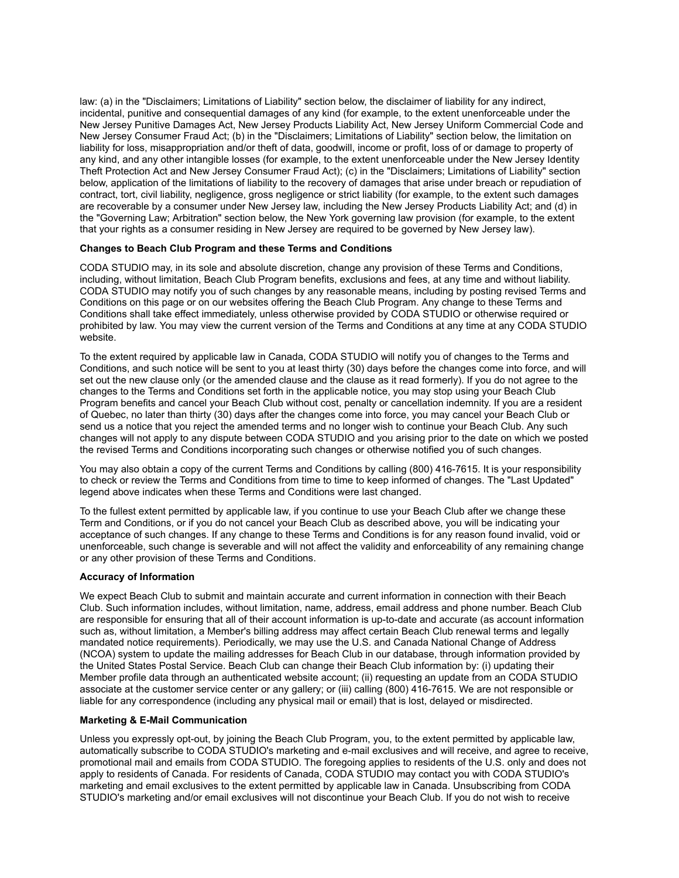law: (a) in the "Disclaimers; Limitations of Liability" section below, the disclaimer of liability for any indirect, incidental, punitive and consequential damages of any kind (for example, to the extent unenforceable under the New Jersey Punitive Damages Act, New Jersey Products Liability Act, New Jersey Uniform Commercial Code and New Jersey Consumer Fraud Act; (b) in the "Disclaimers; Limitations of Liability" section below, the limitation on liability for loss, misappropriation and/or theft of data, goodwill, income or profit, loss of or damage to property of any kind, and any other intangible losses (for example, to the extent unenforceable under the New Jersey Identity Theft Protection Act and New Jersey Consumer Fraud Act); (c) in the "Disclaimers; Limitations of Liability" section below, application of the limitations of liability to the recovery of damages that arise under breach or repudiation of contract, tort, civil liability, negligence, gross negligence or strict liability (for example, to the extent such damages are recoverable by a consumer under New Jersey law, including the New Jersey Products Liability Act; and (d) in the "Governing Law; Arbitration" section below, the New York governing law provision (for example, to the extent that your rights as a consumer residing in New Jersey are required to be governed by New Jersey law).

**Changes to Beach Club Program and these Terms and Conditions**

CODA STUDIO may, in its sole and absolute discretion, change any provision of these Terms and Conditions, including, without limitation, Beach Club Program benefits, exclusions and fees, at any time and without liability. CODA STUDIO may notify you of such changes by any reasonable means, including by posting revised Terms and Conditions on this page or on our websites offering the Beach Club Program. Any change to these Terms and Conditions shall take effect immediately, unless otherwise provided by CODA STUDIO or otherwise required or prohibited by law. You may view the current version of the Terms and Conditions at any time at any CODA STUDIO website.

To the extent required by applicable law in Canada, CODA STUDIO will notify you of changes to the Terms and Conditions, and such notice will be sent to you at least thirty (30) days before the changes come into force, and will set out the new clause only (or the amended clause and the clause as it read formerly). If you do not agree to the changes to the Terms and Conditions set forth in the applicable notice, you may stop using your Beach Club Program benefits and cancel your Beach Club without cost, penalty or cancellation indemnity. If you are a resident of Quebec, no later than thirty (30) days after the changes come into force, you may cancel your Beach Club or send us a notice that you reject the amended terms and no longer wish to continue your Beach Club. Any such changes will not apply to any dispute between CODA STUDIO and you arising prior to the date on which we posted the revised Terms and Conditions incorporating such changes or otherwise notified you of such changes.

You may also obtain a copy of the current Terms and Conditions by calling (800) 416-7615. It is your responsibility to check or review the Terms and Conditions from time to time to keep informed of changes. The "Last Updated" legend above indicates when these Terms and Conditions were last changed.

To the fullest extent permitted by applicable law, if you continue to use your Beach Club after we change these Term and Conditions, or if you do not cancel your Beach Club as described above, you will be indicating your acceptance of such changes. If any change to these Terms and Conditions is for any reason found invalid, void or unenforceable, such change is severable and will not affect the validity and enforceability of any remaining change or any other provision of these Terms and Conditions.

**Accuracy of Information**

We expect Beach Club to submit and maintain accurate and current information in connection with their Beach Club. Such information includes, without limitation, name, address, email address and phone number. Beach Club are responsible for ensuring that all of their account information is up-to-date and accurate (as account information such as, without limitation, a Member's billing address may affect certain Beach Club renewal terms and legally mandated notice requirements). Periodically, we may use the U.S. and Canada National Change of Address (NCOA) system to update the mailing addresses for Beach Club in our database, through information provided by the United States Postal Service. Beach Club can change their Beach Club information by: (i) updating their Member profile data through an authenticated website account; (ii) requesting an update from an CODA STUDIO associate at the customer service center or any gallery; or (iii) calling (800) 416-7615. We are not responsible or liable for any correspondence (including any physical mail or email) that is lost, delayed or misdirected.

**Marketing & E-Mail Communication**

Unless you expressly opt-out, by joining the Beach Club Program, you, to the extent permitted by applicable law, automatically subscribe to CODA STUDIO's marketing and e-mail exclusives and will receive, and agree to receive, promotional mail and emails from CODA STUDIO. The foregoing applies to residents of the U.S. only and does not apply to residents of Canada. For residents of Canada, CODA STUDIO may contact you with CODA STUDIO's marketing and email exclusives to the extent permitted by applicable law in Canada. Unsubscribing from CODA STUDIO's marketing and/or email exclusives will not discontinue your Beach Club. If you do not wish to receive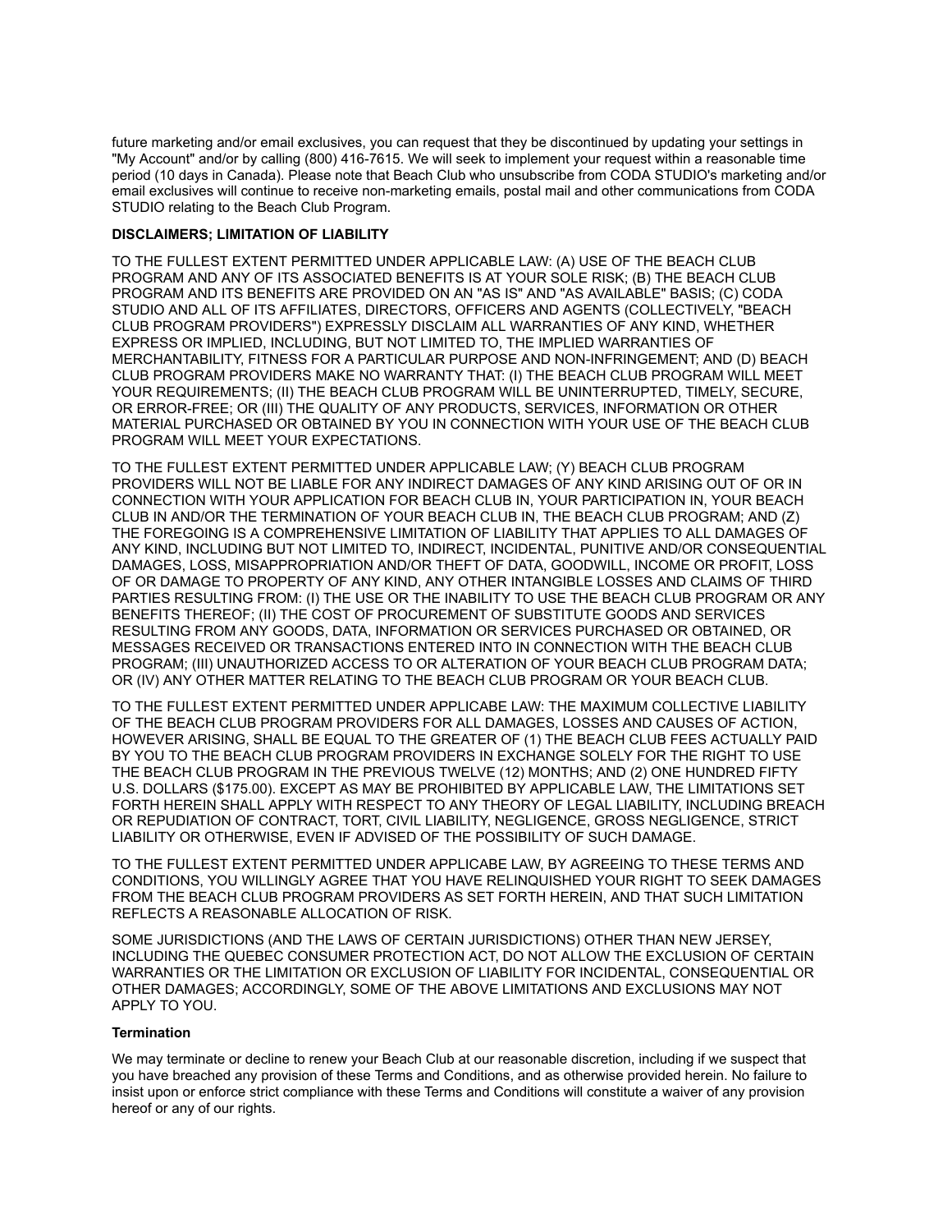future marketing and/or email exclusives, you can request that they be discontinued by updating your settings in "My Account" and/or by calling (800) 416-7615. We will seek to implement your request within a reasonable time period (10 days in Canada). Please note that Beach Club who unsubscribe from CODA STUDIO's marketing and/or email exclusives will continue to receive non-marketing emails, postal mail and other communications from CODA STUDIO relating to the Beach Club Program.

**DISCLAIMERS; LIMITATION OF LIABILITY**

TO THE FULLEST EXTENT PERMITTED UNDER APPLICABLE LAW: (A) USE OF THE BEACH CLUB PROGRAM AND ANY OF ITS ASSOCIATED BENEFITS IS AT YOUR SOLE RISK; (B) THE BEACH CLUB PROGRAM AND ITS BENEFITS ARE PROVIDED ON AN "AS IS" AND "AS AVAILABLE" BASIS; (C) CODA STUDIO AND ALL OF ITS AFFILIATES, DIRECTORS, OFFICERS AND AGENTS (COLLECTIVELY, "BEACH CLUB PROGRAM PROVIDERS") EXPRESSLY DISCLAIM ALL WARRANTIES OF ANY KIND, WHETHER EXPRESS OR IMPLIED, INCLUDING, BUT NOT LIMITED TO, THE IMPLIED WARRANTIES OF MERCHANTABILITY, FITNESS FOR A PARTICULAR PURPOSE AND NON-INFRINGEMENT; AND (D) BEACH CLUB PROGRAM PROVIDERS MAKE NO WARRANTY THAT: (I) THE BEACH CLUB PROGRAM WILL MEET YOUR REQUIREMENTS; (II) THE BEACH CLUB PROGRAM WILL BE UNINTERRUPTED, TIMELY, SECURE, OR ERROR-FREE; OR (III) THE QUALITY OF ANY PRODUCTS, SERVICES, INFORMATION OR OTHER MATERIAL PURCHASED OR OBTAINED BY YOU IN CONNECTION WITH YOUR USE OF THE BEACH CLUB PROGRAM WILL MEET YOUR EXPECTATIONS.

TO THE FULLEST EXTENT PERMITTED UNDER APPLICABLE LAW; (Y) BEACH CLUB PROGRAM PROVIDERS WILL NOT BE LIABLE FOR ANY INDIRECT DAMAGES OF ANY KIND ARISING OUT OF OR IN CONNECTION WITH YOUR APPLICATION FOR BEACH CLUB IN, YOUR PARTICIPATION IN, YOUR BEACH CLUB IN AND/OR THE TERMINATION OF YOUR BEACH CLUB IN, THE BEACH CLUB PROGRAM; AND (Z) THE FOREGOING IS A COMPREHENSIVE LIMITATION OF LIABILITY THAT APPLIES TO ALL DAMAGES OF ANY KIND, INCLUDING BUT NOT LIMITED TO, INDIRECT, INCIDENTAL, PUNITIVE AND/OR CONSEQUENTIAL DAMAGES, LOSS, MISAPPROPRIATION AND/OR THEFT OF DATA, GOODWILL, INCOME OR PROFIT, LOSS OF OR DAMAGE TO PROPERTY OF ANY KIND, ANY OTHER INTANGIBLE LOSSES AND CLAIMS OF THIRD PARTIES RESULTING FROM: (I) THE USE OR THE INABILITY TO USE THE BEACH CLUB PROGRAM OR ANY BENEFITS THEREOF; (II) THE COST OF PROCUREMENT OF SUBSTITUTE GOODS AND SERVICES RESULTING FROM ANY GOODS, DATA, INFORMATION OR SERVICES PURCHASED OR OBTAINED, OR MESSAGES RECEIVED OR TRANSACTIONS ENTERED INTO IN CONNECTION WITH THE BEACH CLUB PROGRAM; (III) UNAUTHORIZED ACCESS TO OR ALTERATION OF YOUR BEACH CLUB PROGRAM DATA; OR (IV) ANY OTHER MATTER RELATING TO THE BEACH CLUB PROGRAM OR YOUR BEACH CLUB.

TO THE FULLEST EXTENT PERMITTED UNDER APPLICABE LAW: THE MAXIMUM COLLECTIVE LIABILITY OF THE BEACH CLUB PROGRAM PROVIDERS FOR ALL DAMAGES, LOSSES AND CAUSES OF ACTION, HOWEVER ARISING, SHALL BE EQUAL TO THE GREATER OF (1) THE BEACH CLUB FEES ACTUALLY PAID BY YOU TO THE BEACH CLUB PROGRAM PROVIDERS IN EXCHANGE SOLELY FOR THE RIGHT TO USE THE BEACH CLUB PROGRAM IN THE PREVIOUS TWELVE (12) MONTHS; AND (2) ONE HUNDRED FIFTY U.S. DOLLARS ($175.00). EXCEPT AS MAY BE PROHIBITED BY APPLICABLE LAW, THE LIMITATIONS SET FORTH HEREIN SHALL APPLY WITH RESPECT TO ANY THEORY OF LEGAL LIABILITY, INCLUDING BREACH OR REPUDIATION OF CONTRACT, TORT, CIVIL LIABILITY, NEGLIGENCE, GROSS NEGLIGENCE, STRICT LIABILITY OR OTHERWISE, EVEN IF ADVISED OF THE POSSIBILITY OF SUCH DAMAGE.

TO THE FULLEST EXTENT PERMITTED UNDER APPLICABE LAW, BY AGREEING TO THESE TERMS AND CONDITIONS, YOU WILLINGLY AGREE THAT YOU HAVE RELINQUISHED YOUR RIGHT TO SEEK DAMAGES FROM THE BEACH CLUB PROGRAM PROVIDERS AS SET FORTH HEREIN, AND THAT SUCH LIMITATION REFLECTS A REASONABLE ALLOCATION OF RISK.

SOME JURISDICTIONS (AND THE LAWS OF CERTAIN JURISDICTIONS) OTHER THAN NEW JERSEY, INCLUDING THE QUEBEC CONSUMER PROTECTION ACT, DO NOT ALLOW THE EXCLUSION OF CERTAIN WARRANTIES OR THE LIMITATION OR EXCLUSION OF LIABILITY FOR INCIDENTAL, CONSEQUENTIAL OR OTHER DAMAGES; ACCORDINGLY, SOME OF THE ABOVE LIMITATIONS AND EXCLUSIONS MAY NOT APPLY TO YOU.

**Termination**

We may terminate or decline to renew your Beach Club at our reasonable discretion, including if we suspect that you have breached any provision of these Terms and Conditions, and as otherwise provided herein. No failure to insist upon or enforce strict compliance with these Terms and Conditions will constitute a waiver of any provision hereof or any of our rights.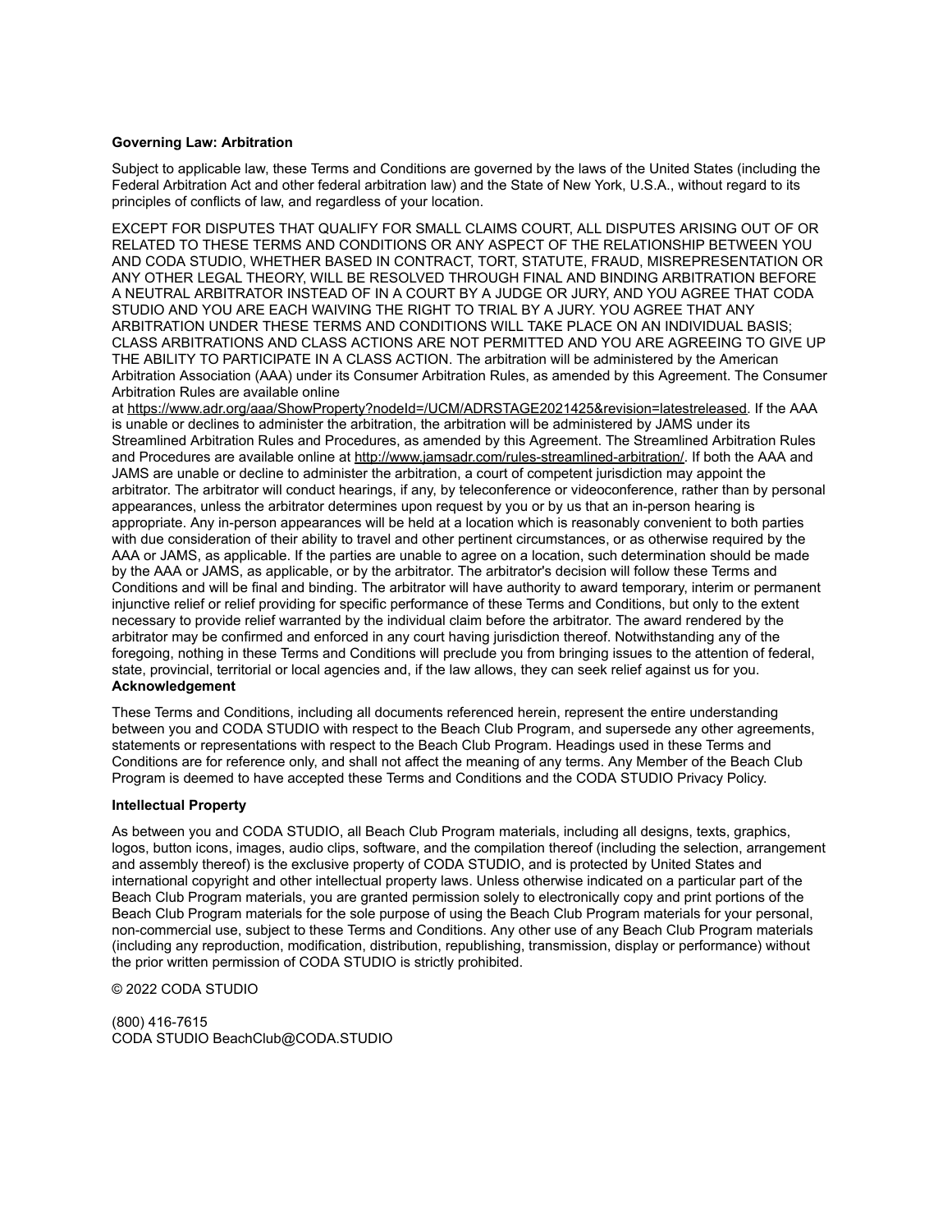**Governing Law: Arbitration**

Subject to applicable law, these Terms and Conditions are governed by the laws of the United States (including the Federal Arbitration Act and other federal arbitration law) and the State of New York, U.S.A., without regard to its principles of conflicts of law, and regardless of your location.

EXCEPT FOR DISPUTES THAT QUALIFY FOR SMALL CLAIMS COURT, ALL DISPUTES ARISING OUT OF OR RELATED TO THESE TERMS AND CONDITIONS OR ANY ASPECT OF THE RELATIONSHIP BETWEEN YOU AND CODA STUDIO, WHETHER BASED IN CONTRACT, TORT, STATUTE, FRAUD, MISREPRESENTATION OR ANY OTHER LEGAL THEORY, WILL BE RESOLVED THROUGH FINAL AND BINDING ARBITRATION BEFORE A NEUTRAL ARBITRATOR INSTEAD OF IN A COURT BY A JUDGE OR JURY, AND YOU AGREE THAT CODA STUDIO AND YOU ARE EACH WAIVING THE RIGHT TO TRIAL BY A JURY. YOU AGREE THAT ANY ARBITRATION UNDER THESE TERMS AND CONDITIONS WILL TAKE PLACE ON AN INDIVIDUAL BASIS; CLASS ARBITRATIONS AND CLASS ACTIONS ARE NOT PERMITTED AND YOU ARE AGREEING TO GIVE UP THE ABILITY TO PARTICIPATE IN A CLASS ACTION. The arbitration will be administered by the American Arbitration Association (AAA) under its Consumer Arbitration Rules, as amended by this Agreement. The Consumer Arbitration Rules are available online at https://www.adr.org/aaa/ShowProperty?nodeId=/UCM/ADRSTAGE2021425&revision=latestreleased. If the AAA is unable or declines to administer the arbitration, the arbitration will be administered by JAMS under its Streamlined Arbitration Rules and Procedures, as amended by this Agreement. The Streamlined Arbitration Rules and Procedures are available online at http://www.jamsadr.com/rules-streamlined-arbitration/. If both the AAA and JAMS are unable or decline to administer the arbitration, a court of competent jurisdiction may appoint the arbitrator. The arbitrator will conduct hearings, if any, by teleconference or videoconference, rather than by personal appearances, unless the arbitrator determines upon request by you or by us that an in-person hearing is appropriate. Any in-person appearances will be held at a location which is reasonably convenient to both parties with due consideration of their ability to travel and other pertinent circumstances, or as otherwise required by the AAA or JAMS, as applicable. If the parties are unable to agree on a location, such determination should be made by the AAA or JAMS, as applicable, or by the arbitrator. The arbitrator's decision will follow these Terms and Conditions and will be final and binding. The arbitrator will have authority to award temporary, interim or permanent injunctive relief or relief providing for specific performance of these Terms and Conditions, but only to the extent necessary to provide relief warranted by the individual claim before the arbitrator. The award rendered by the arbitrator may be confirmed and enforced in any court having jurisdiction thereof. Notwithstanding any of the foregoing, nothing in these Terms and Conditions will preclude you from bringing issues to the attention of federal, state, provincial, territorial or local agencies and, if the law allows, they can seek relief against us for you.

**Acknowledgement**

These Terms and Conditions, including all documents referenced herein, represent the entire understanding between you and CODA STUDIO with respect to the Beach Club Program, and supersede any other agreements, statements or representations with respect to the Beach Club Program. Headings used in these Terms and Conditions are for reference only, and shall not affect the meaning of any terms. Any Member of the Beach Club Program is deemed to have accepted these Terms and Conditions and the CODA STUDIO Privacy Policy.

**Intellectual Property**

As between you and CODA STUDIO, all Beach Club Program materials, including all designs, texts, graphics, logos, button icons, images, audio clips, software, and the compilation thereof (including the selection, arrangement and assembly thereof) is the exclusive property of CODA STUDIO, and is protected by United States and international copyright and other intellectual property laws. Unless otherwise indicated on a particular part of the Beach Club Program materials, you are granted permission solely to electronically copy and print portions of the Beach Club Program materials for the sole purpose of using the Beach Club Program materials for your personal, non-commercial use, subject to these Terms and Conditions. Any other use of any Beach Club Program materials (including any reproduction, modification, distribution, republishing, transmission, display or performance) without the prior written permission of CODA STUDIO is strictly prohibited.

© 2022 CODA STUDIO

(800) 416-7615
CODA STUDIO BeachClub@CODA.STUDIO